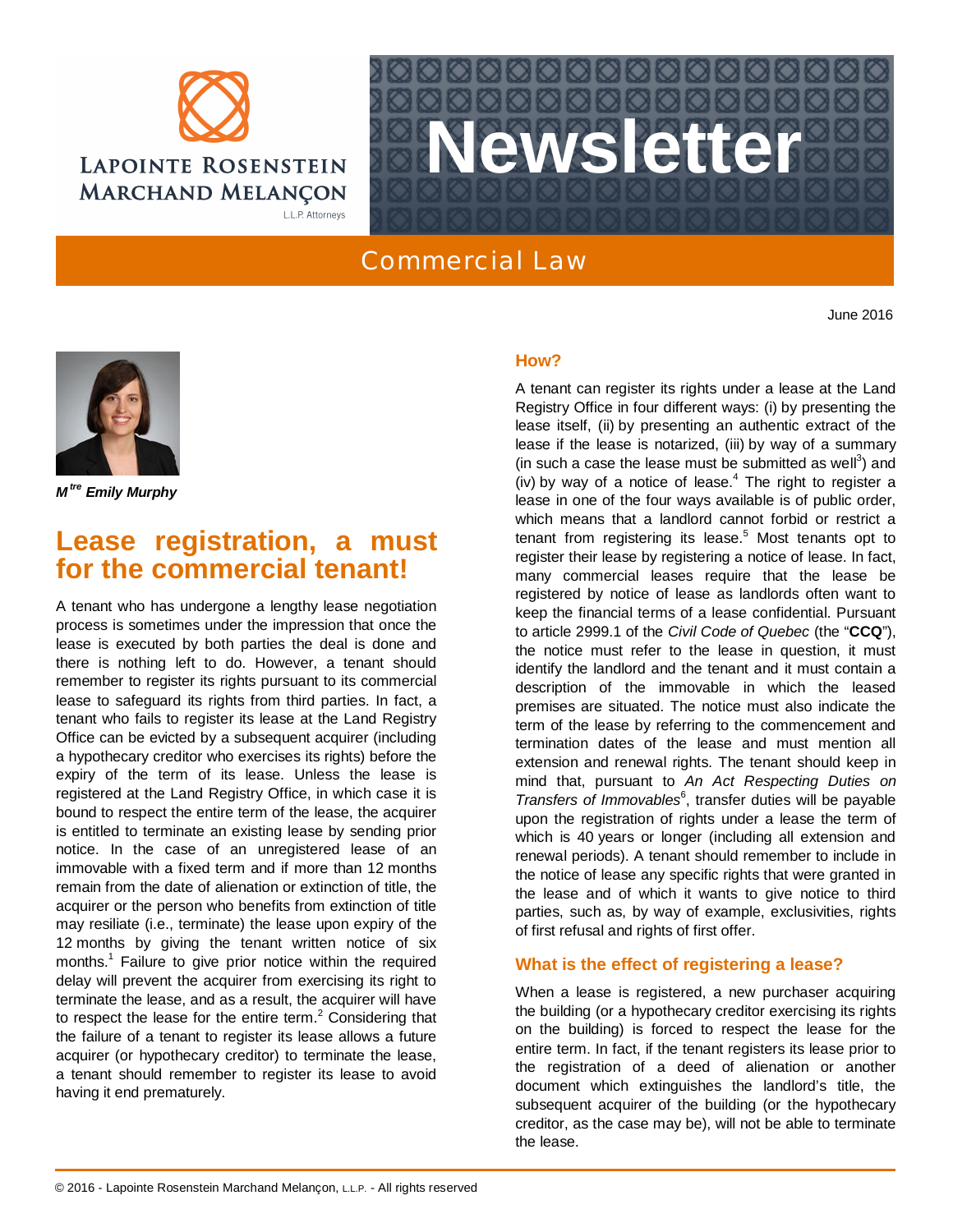Lapointe Rosenstein Marchand Melançon L.L.P. Attorneys

# Newsletter

## Commercial Law

June 2016

***M[tre] Emily Murphy***

# Lease registration, a must for the commercial tenant!

A tenant who has undergone a lengthy lease negotiation process is sometimes under the impression that once the lease is executed by both parties the deal is done and there is nothing left to do. However, a tenant should remember to register its rights pursuant to its commercial lease to safeguard its rights from third parties. In fact, a tenant who fails to register its lease at the Land Registry Office can be evicted by a subsequent acquirer (including a hypothecary creditor who exercises its rights) before the expiry of the term of its lease. Unless the lease is registered at the Land Registry Office, in which case it is bound to respect the entire term of the lease, the acquirer is entitled to terminate an existing lease by sending prior notice. In the case of an unregistered lease of an immovable with a fixed term and if more than 12 months remain from the date of alienation or extinction of title, the acquirer or the person who benefits from extinction of title may resiliate (i.e., terminate) the lease upon expiry of the 12 months by giving the tenant written notice of six months.[1] Failure to give prior notice within the required delay will prevent the acquirer from exercising its right to terminate the lease, and as a result, the acquirer will have to respect the lease for the entire term.[2] Considering that the failure of a tenant to register its lease allows a future acquirer (or hypothecary creditor) to terminate the lease, a tenant should remember to register its lease to avoid having it end prematurely.

### How?

A tenant can register its rights under a lease at the Land Registry Office in four different ways: (i) by presenting the lease itself, (ii) by presenting an authentic extract of the lease if the lease is notarized, (iii) by way of a summary (in such a case the lease must be submitted as well[3]) and (iv) by way of a notice of lease.[4] The right to register a lease in one of the four ways available is of public order, which means that a landlord cannot forbid or restrict a tenant from registering its lease.[5] Most tenants opt to register their lease by registering a notice of lease. In fact, many commercial leases require that the lease be registered by notice of lease as landlords often want to keep the financial terms of a lease confidential. Pursuant to article 2999.1 of the *Civil Code of Quebec* (the "**CCQ**"), the notice must refer to the lease in question, it must identify the landlord and the tenant and it must contain a description of the immovable in which the leased premises are situated. The notice must also indicate the term of the lease by referring to the commencement and termination dates of the lease and must mention all extension and renewal rights. The tenant should keep in mind that, pursuant to *An Act Respecting Duties on Transfers of Immovables*[6], transfer duties will be payable upon the registration of rights under a lease the term of which is 40 years or longer (including all extension and renewal periods). A tenant should remember to include in the notice of lease any specific rights that were granted in the lease and of which it wants to give notice to third parties, such as, by way of example, exclusivities, rights of first refusal and rights of first offer.

### What is the effect of registering a lease?

When a lease is registered, a new purchaser acquiring the building (or a hypothecary creditor exercising its rights on the building) is forced to respect the lease for the entire term. In fact, if the tenant registers its lease prior to the registration of a deed of alienation or another document which extinguishes the landlord's title, the subsequent acquirer of the building (or the hypothecary creditor, as the case may be), will not be able to terminate the lease.

© 2016 - Lapointe Rosenstein Marchand Melançon, L.L.P. - All rights reserved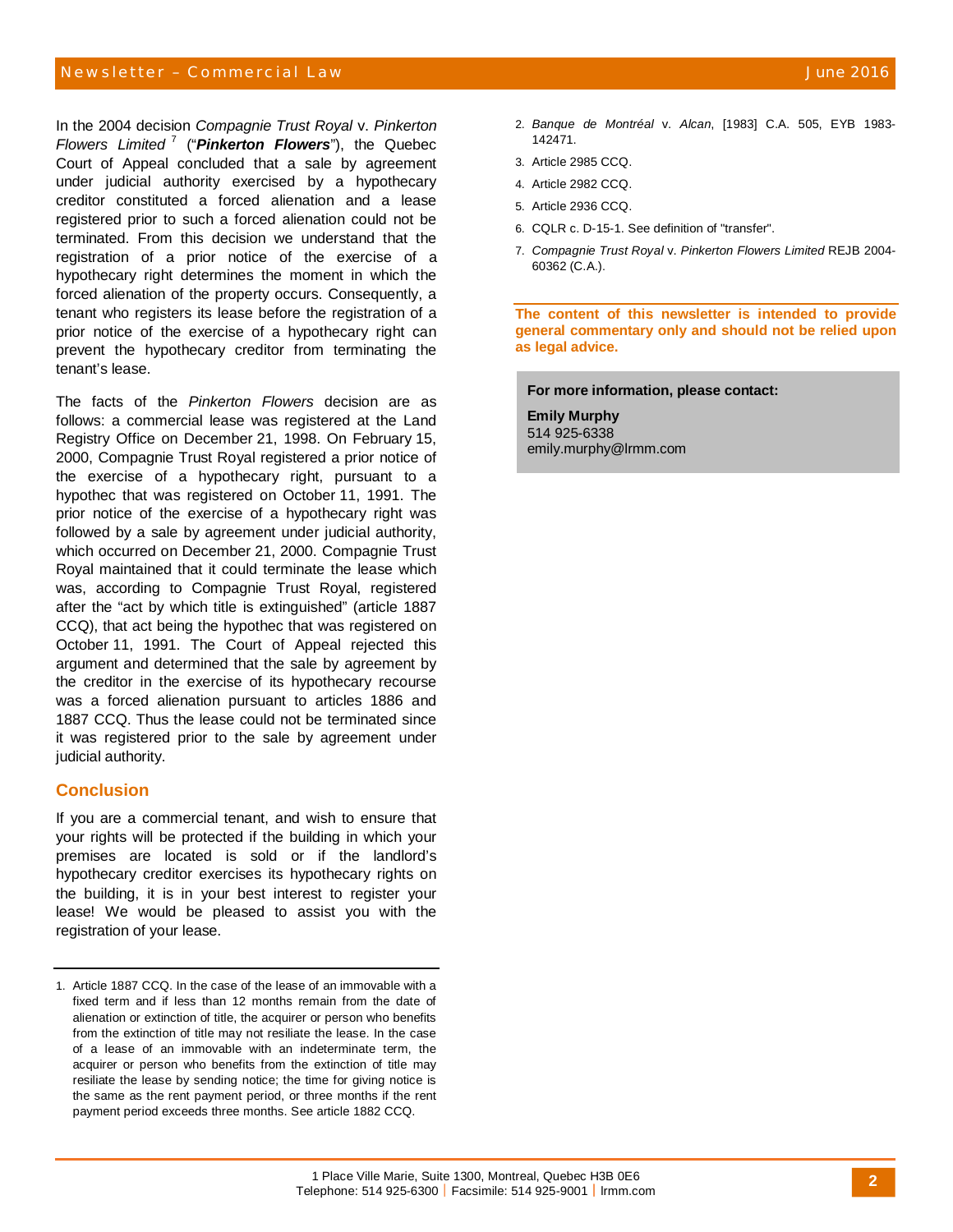In the 2004 decision *Compagnie Trust Royal* v. *Pinkerton Flowers Limited* [7] ("***Pinkerton Flowers***"), the Quebec Court of Appeal concluded that a sale by agreement under judicial authority exercised by a hypothecary creditor constituted a forced alienation and a lease registered prior to such a forced alienation could not be terminated. From this decision we understand that the registration of a prior notice of the exercise of a hypothecary right determines the moment in which the forced alienation of the property occurs. Consequently, a tenant who registers its lease before the registration of a prior notice of the exercise of a hypothecary right can prevent the hypothecary creditor from terminating the tenant's lease.

The facts of the *Pinkerton Flowers* decision are as follows: a commercial lease was registered at the Land Registry Office on December 21, 1998. On February 15, 2000, Compagnie Trust Royal registered a prior notice of the exercise of a hypothecary right, pursuant to a hypothec that was registered on October 11, 1991. The prior notice of the exercise of a hypothecary right was followed by a sale by agreement under judicial authority, which occurred on December 21, 2000. Compagnie Trust Royal maintained that it could terminate the lease which was, according to Compagnie Trust Royal, registered after the "act by which title is extinguished" (article 1887 CCQ), that act being the hypothec that was registered on October 11, 1991. The Court of Appeal rejected this argument and determined that the sale by agreement by the creditor in the exercise of its hypothecary recourse was a forced alienation pursuant to articles 1886 and 1887 CCQ. Thus the lease could not be terminated since it was registered prior to the sale by agreement under judicial authority.

## Conclusion

If you are a commercial tenant, and wish to ensure that your rights will be protected if the building in which your premises are located is sold or if the landlord's hypothecary creditor exercises its hypothecary rights on the building, it is in your best interest to register your lease! We would be pleased to assist you with the registration of your lease.

---

1. Article 1887 CCQ. In the case of the lease of an immovable with a fixed term and if less than 12 months remain from the date of alienation or extinction of title, the acquirer or person who benefits from the extinction of title may not resiliate the lease. In the case of a lease of an immovable with an indeterminate term, the acquirer or person who benefits from the extinction of title may resiliate the lease by sending notice; the time for giving notice is the same as the rent payment period, or three months if the rent payment period exceeds three months. See article 1882 CCQ.
2. *Banque de Montréal* v. *Alcan*, [1983] C.A. 505, EYB 1983-142471.
3. Article 2985 CCQ.
4. Article 2982 CCQ.
5. Article 2936 CCQ.
6. CQLR c. D-15-1. See definition of "transfer".
7. *Compagnie Trust Royal* v. *Pinkerton Flowers Limited* REJB 2004-60362 (C.A.).

**The content of this newsletter is intended to provide general commentary only and should not be relied upon as legal advice.**

**For more information, please contact:**

**Emily Murphy**
514 925-6338
emily.murphy@lrmm.com

1 Place Ville Marie, Suite 1300, Montreal, Quebec H3B 0E6
Telephone: 514 925-6300 | Facsimile: 514 925-9001 | lrmm.com